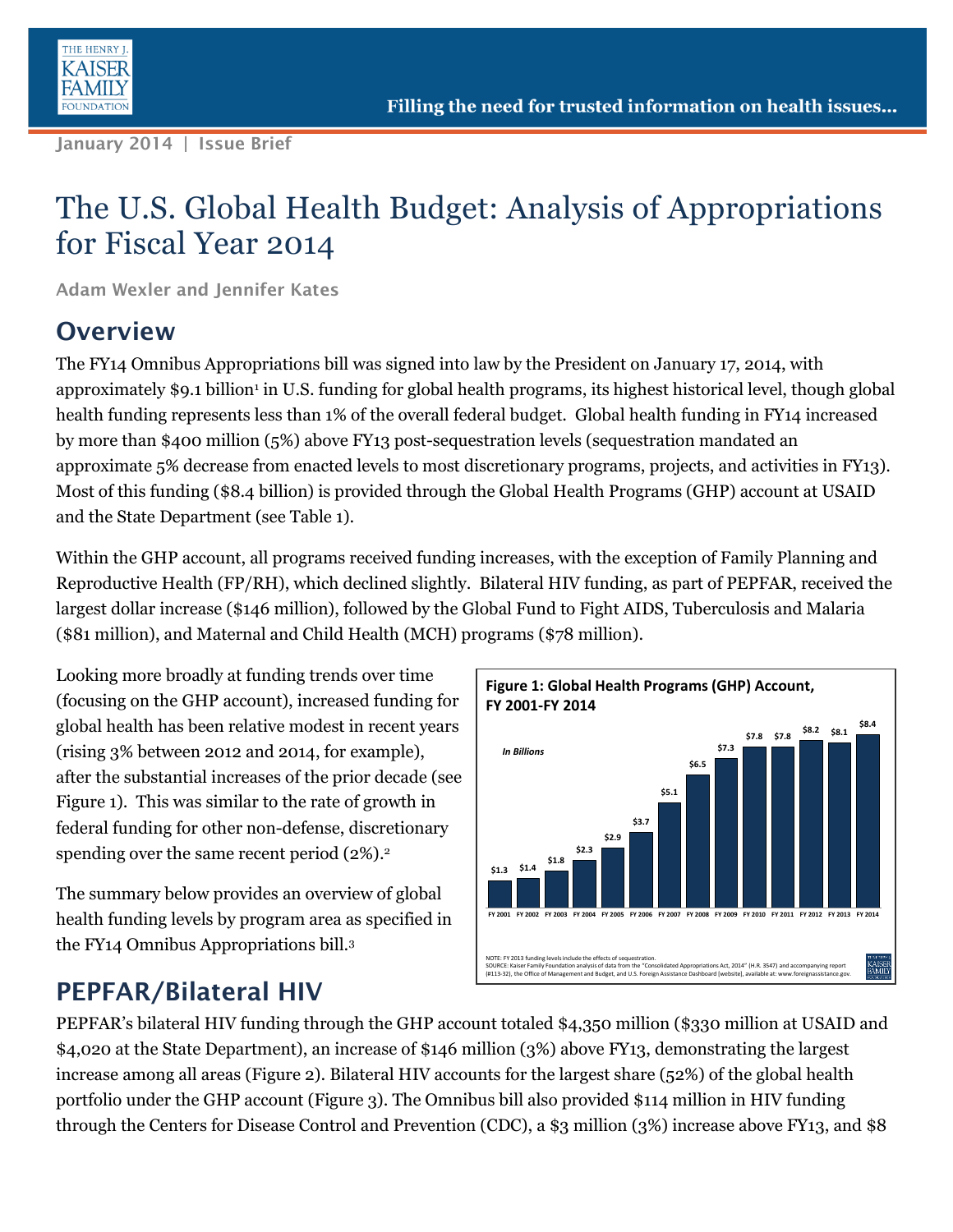January 2014 | Issue Brief

# The U.S. Global Health Budget: Analysis of Appropriations for Fiscal Year 2014

Adam Wexler and Jennifer Kates

## Overview

The FY14 Omnibus Appropriations bill was signed into law by the President on January 17, 2014, with approximately $9.1 billion[1] in U.S. funding for global health programs, its highest historical level, though global health funding represents less than 1% of the overall federal budget. Global health funding in FY14 increased by more than $400 million (5%) above FY13 post-sequestration levels (sequestration mandated an approximate 5% decrease from enacted levels to most discretionary programs, projects, and activities in FY13). Most of this funding ($8.4 billion) is provided through the Global Health Programs (GHP) account at USAID and the State Department (see Table 1).

Within the GHP account, all programs received funding increases, with the exception of Family Planning and Reproductive Health (FP/RH), which declined slightly. Bilateral HIV funding, as part of PEPFAR, received the largest dollar increase ($146 million), followed by the Global Fund to Fight AIDS, Tuberculosis and Malaria ($81 million), and Maternal and Child Health (MCH) programs ($78 million).

Looking more broadly at funding trends over time (focusing on the GHP account), increased funding for global health has been relative modest in recent years (rising 3% between 2012 and 2014, for example), after the substantial increases of the prior decade (see Figure 1). This was similar to the rate of growth in federal funding for other non-defense, discretionary spending over the same recent period (2%).[2]

The summary below provides an overview of global health funding levels by program area as specified in the FY14 Omnibus Appropriations bill.[3]

**Figure 1: Global Health Programs (GHP) Account, FY 2001-FY 2014**

*In Billions*

| FY 2001 | FY 2002 | FY 2003 | FY 2004 | FY 2005 | FY 2006 | FY 2007 | FY 2008 | FY 2009 | FY 2010 | FY 2011 | FY 2012 | FY 2013 | FY 2014 |
|---|---|---|---|---|---|---|---|---|---|---|---|---|---|
| $1.3 | $1.4 | $1.8 | $2.3 | $2.9 | $3.7 | $5.1 | $6.5 | $7.3 | $7.8 | $7.8 | $8.2 | $8.1 | $8.4 |

NOTE: FY 2013 funding levels include the effects of sequestration.
SOURCE: Kaiser Family Foundation analysis of data from the "Consolidated Appropriations Act, 2014" (H.R. 3547) and accompanying report (#113-32), the Office of Management and Budget, and U.S. Foreign Assistance Dashboard [website], available at: www.foreignassistance.gov.

## PEPFAR/Bilateral HIV

PEPFAR's bilateral HIV funding through the GHP account totaled $4,350 million ($330 million at USAID and $4,020 at the State Department), an increase of $146 million (3%) above FY13, demonstrating the largest increase among all areas (Figure 2). Bilateral HIV accounts for the largest share (52%) of the global health portfolio under the GHP account (Figure 3). The Omnibus bill also provided $114 million in HIV funding through the Centers for Disease Control and Prevention (CDC), a $3 million (3%) increase above FY13, and $8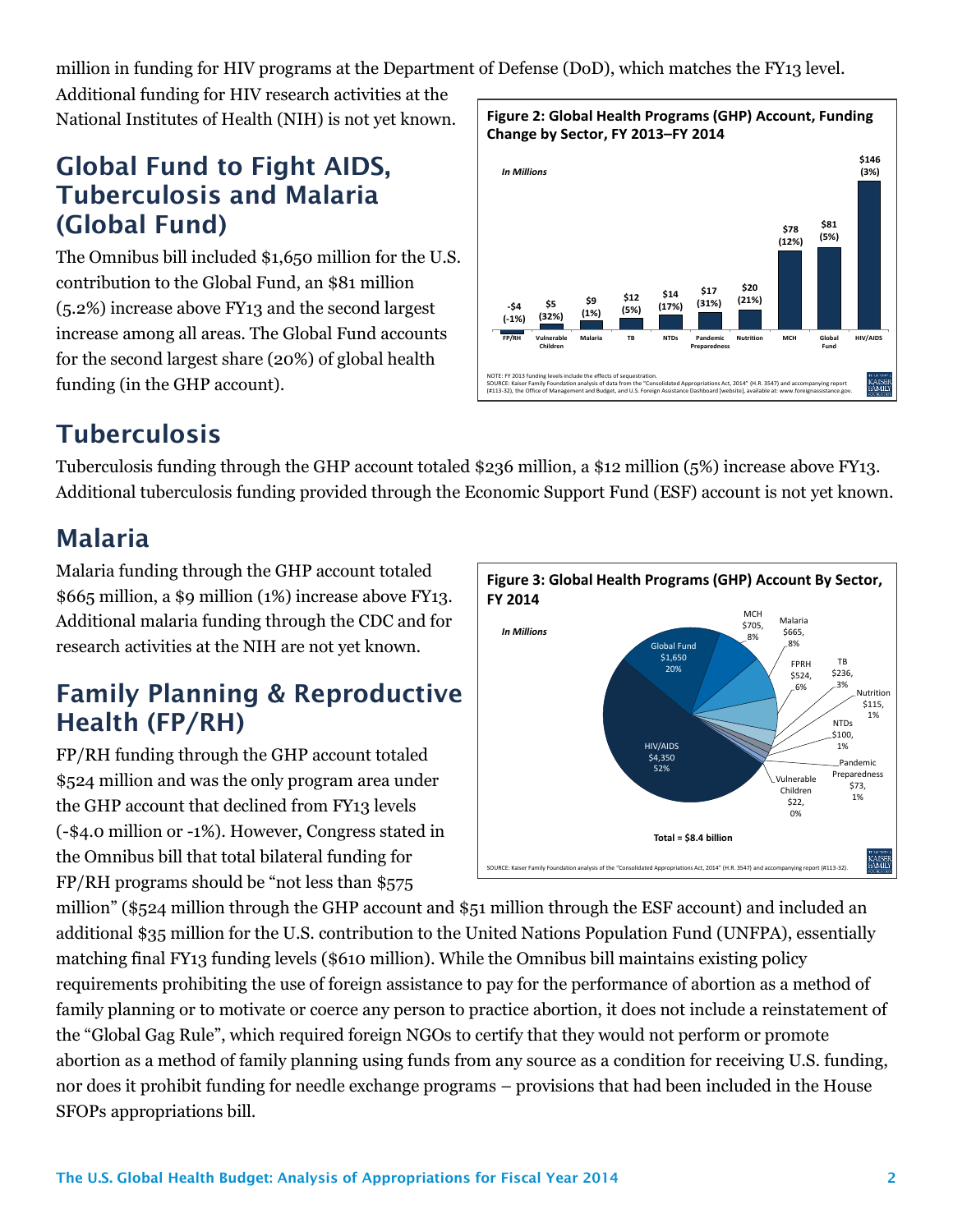million in funding for HIV programs at the Department of Defense (DoD), which matches the FY13 level. Additional funding for HIV research activities at the National Institutes of Health (NIH) is not yet known.

## Global Fund to Fight AIDS, Tuberculosis and Malaria (Global Fund)

The Omnibus bill included $1,650 million for the U.S. contribution to the Global Fund, an $81 million (5.2%) increase above FY13 and the second largest increase among all areas. The Global Fund accounts for the second largest share (20%) of global health funding (in the GHP account).

**Figure 2: Global Health Programs (GHP) Account, Funding Change by Sector, FY 2013–FY 2014**

*In Millions*

| Sector | Change |
|---|---|
| FP/RH | -$4 (-1%) |
| Vulnerable Children | $5 (32%) |
| Malaria | $9 (1%) |
| TB | $12 (5%) |
| NTDs | $14 (17%) |
| Pandemic Preparedness | $17 (31%) |
| Nutrition | $20 (21%) |
| MCH | $78 (12%) |
| Global Fund | $81 (5%) |
| HIV/AIDS | $146 (3%) |

NOTE: FY 2013 funding levels include the effects of sequestration.
SOURCE: Kaiser Family Foundation analysis of data from the "Consolidated Appropriations Act, 2014" (H.R. 3547) and accompanying report (#113-32), the Office of Management and Budget, and U.S. Foreign Assistance Dashboard [website], available at: www.foreignassistance.gov.

## Tuberculosis

Tuberculosis funding through the GHP account totaled $236 million, a $12 million (5%) increase above FY13. Additional tuberculosis funding provided through the Economic Support Fund (ESF) account is not yet known.

## Malaria

Malaria funding through the GHP account totaled $665 million, a $9 million (1%) increase above FY13. Additional malaria funding through the CDC and for research activities at the NIH are not yet known.

**Figure 3: Global Health Programs (GHP) Account By Sector, FY 2014**

*In Millions*

| Sector | Amount | Share |
|---|---|---|
| HIV/AIDS | $4,350 | 52% |
| Global Fund | $1,650 | 20% |
| MCH | $705 | 8% |
| Malaria | $665 | 8% |
| FPRH | $524 | 6% |
| TB | $236 | 3% |
| Nutrition | $115 | 1% |
| NTDs | $100 | 1% |
| Pandemic Preparedness | $73 | 1% |
| Vulnerable Children | $22 | 0% |

**Total = $8.4 billion**

SOURCE: Kaiser Family Foundation analysis of the "Consolidated Appropriations Act, 2014" (H.R. 3547) and accompanying report (#113-32).

## Family Planning & Reproductive Health (FP/RH)

FP/RH funding through the GHP account totaled $524 million and was the only program area under the GHP account that declined from FY13 levels (-$4.0 million or -1%). However, Congress stated in the Omnibus bill that total bilateral funding for FP/RH programs should be "not less than $575 million" ($524 million through the GHP account and $51 million through the ESF account) and included an additional $35 million for the U.S. contribution to the United Nations Population Fund (UNFPA), essentially matching final FY13 funding levels ($610 million). While the Omnibus bill maintains existing policy requirements prohibiting the use of foreign assistance to pay for the performance of abortion as a method of family planning or to motivate or coerce any person to practice abortion, it does not include a reinstatement of the "Global Gag Rule", which required foreign NGOs to certify that they would not perform or promote abortion as a method of family planning using funds from any source as a condition for receiving U.S. funding, nor does it prohibit funding for needle exchange programs – provisions that had been included in the House SFOPs appropriations bill.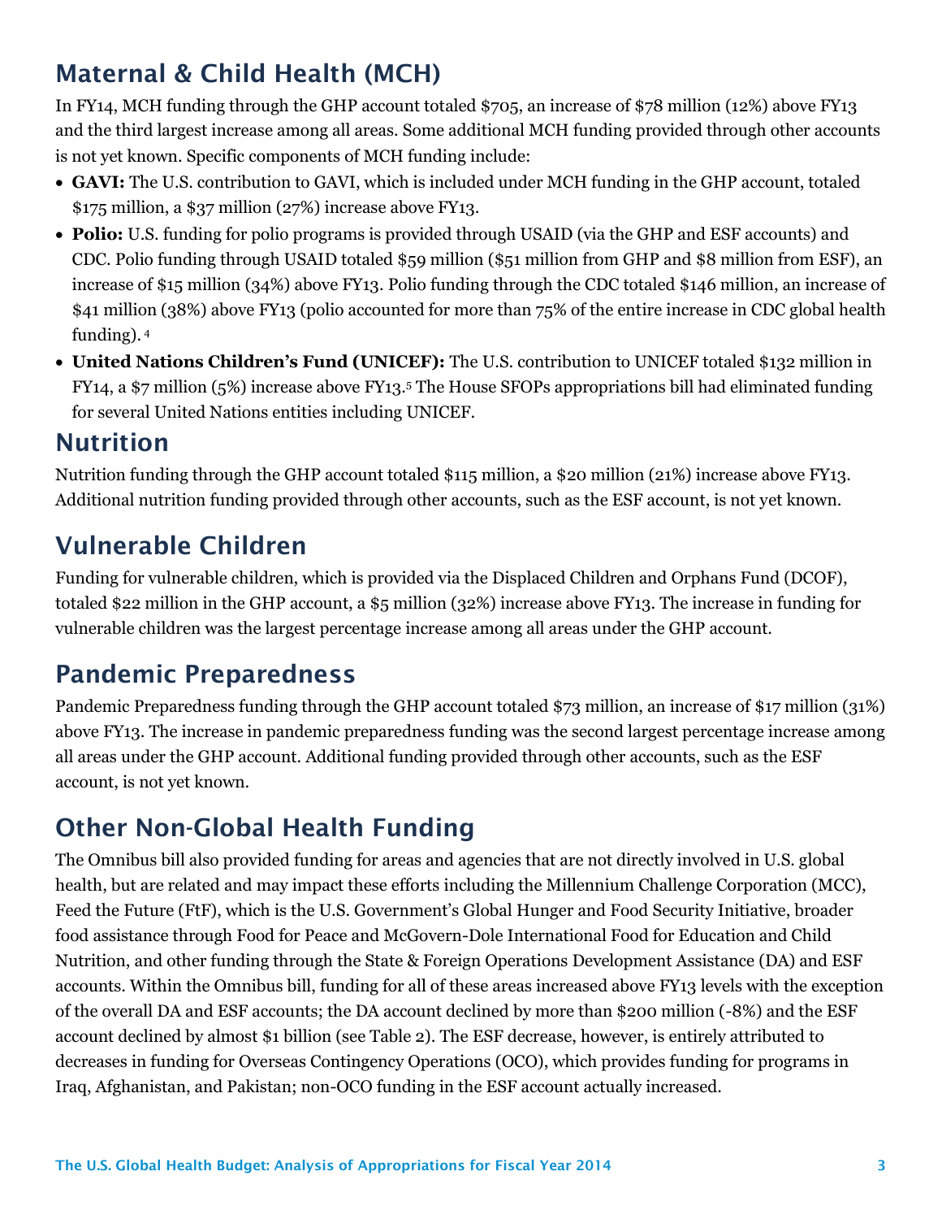## Maternal & Child Health (MCH)

In FY14, MCH funding through the GHP account totaled $705, an increase of $78 million (12%) above FY13 and the third largest increase among all areas. Some additional MCH funding provided through other accounts is not yet known. Specific components of MCH funding include:

- **GAVI:** The U.S. contribution to GAVI, which is included under MCH funding in the GHP account, totaled $175 million, a $37 million (27%) increase above FY13.
- **Polio:** U.S. funding for polio programs is provided through USAID (via the GHP and ESF accounts) and CDC. Polio funding through USAID totaled $59 million ($51 million from GHP and $8 million from ESF), an increase of $15 million (34%) above FY13. Polio funding through the CDC totaled $146 million, an increase of $41 million (38%) above FY13 (polio accounted for more than 75% of the entire increase in CDC global health funding). [4]
- **United Nations Children's Fund (UNICEF):** The U.S. contribution to UNICEF totaled $132 million in FY14, a $7 million (5%) increase above FY13.[5] The House SFOPs appropriations bill had eliminated funding for several United Nations entities including UNICEF.

## Nutrition

Nutrition funding through the GHP account totaled $115 million, a $20 million (21%) increase above FY13. Additional nutrition funding provided through other accounts, such as the ESF account, is not yet known.

## Vulnerable Children

Funding for vulnerable children, which is provided via the Displaced Children and Orphans Fund (DCOF), totaled $22 million in the GHP account, a $5 million (32%) increase above FY13. The increase in funding for vulnerable children was the largest percentage increase among all areas under the GHP account.

## Pandemic Preparedness

Pandemic Preparedness funding through the GHP account totaled $73 million, an increase of $17 million (31%) above FY13. The increase in pandemic preparedness funding was the second largest percentage increase among all areas under the GHP account. Additional funding provided through other accounts, such as the ESF account, is not yet known.

## Other Non-Global Health Funding

The Omnibus bill also provided funding for areas and agencies that are not directly involved in U.S. global health, but are related and may impact these efforts including the Millennium Challenge Corporation (MCC), Feed the Future (FtF), which is the U.S. Government's Global Hunger and Food Security Initiative, broader food assistance through Food for Peace and McGovern-Dole International Food for Education and Child Nutrition, and other funding through the State & Foreign Operations Development Assistance (DA) and ESF accounts. Within the Omnibus bill, funding for all of these areas increased above FY13 levels with the exception of the overall DA and ESF accounts; the DA account declined by more than $200 million (-8%) and the ESF account declined by almost $1 billion (see Table 2). The ESF decrease, however, is entirely attributed to decreases in funding for Overseas Contingency Operations (OCO), which provides funding for programs in Iraq, Afghanistan, and Pakistan; non-OCO funding in the ESF account actually increased.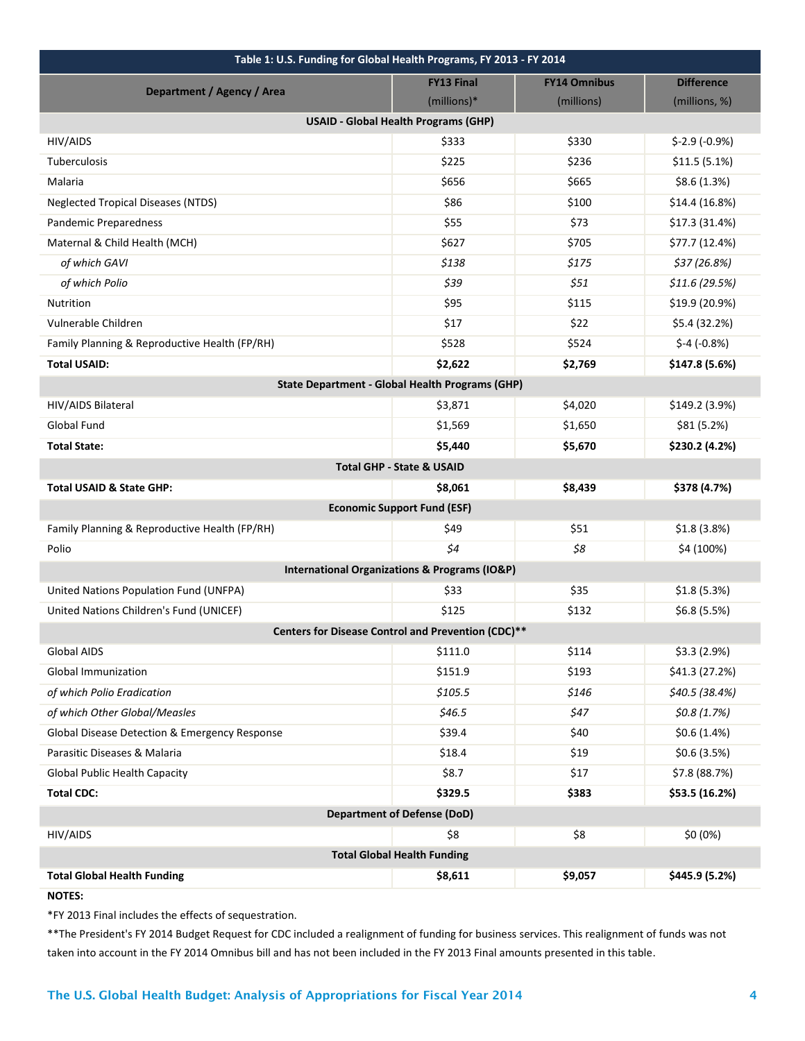| Table 1: U.S. Funding for Global Health Programs, FY 2013 - FY 2014 | | | |
|---|---|---|---|
| **Department / Agency / Area** | **FY13 Final** (millions)* | **FY14 Omnibus** (millions) | **Difference** (millions, %) |
| **USAID - Global Health Programs (GHP)** | | | |
| HIV/AIDS | $333 | $330 | $-2.9 (-0.9%) |
| Tuberculosis | $225 | $236 | $11.5 (5.1%) |
| Malaria | $656 | $665 | $8.6 (1.3%) |
| Neglected Tropical Diseases (NTDS) | $86 | $100 | $14.4 (16.8%) |
| Pandemic Preparedness | $55 | $73 | $17.3 (31.4%) |
| Maternal & Child Health (MCH) | $627 | $705 | $77.7 (12.4%) |
| *of which GAVI* | *$138* | *$175* | *$37 (26.8%)* |
| *of which Polio* | *$39* | *$51* | *$11.6 (29.5%)* |
| Nutrition | $95 | $115 | $19.9 (20.9%) |
| Vulnerable Children | $17 | $22 | $5.4 (32.2%) |
| Family Planning & Reproductive Health (FP/RH) | $528 | $524 | $-4 (-0.8%) |
| **Total USAID:** | **$2,622** | **$2,769** | **$147.8 (5.6%)** |
| **State Department - Global Health Programs (GHP)** | | | |
| HIV/AIDS Bilateral | $3,871 | $4,020 | $149.2 (3.9%) |
| Global Fund | $1,569 | $1,650 | $81 (5.2%) |
| **Total State:** | **$5,440** | **$5,670** | **$230.2 (4.2%)** |
| **Total GHP - State & USAID** | | | |
| **Total USAID & State GHP:** | **$8,061** | **$8,439** | **$378 (4.7%)** |
| **Economic Support Fund (ESF)** | | | |
| Family Planning & Reproductive Health (FP/RH) | $49 | $51 | $1.8 (3.8%) |
| Polio | *$4* | *$8* | $4 (100%) |
| **International Organizations & Programs (IO&P)** | | | |
| United Nations Population Fund (UNFPA) | $33 | $35 | $1.8 (5.3%) |
| United Nations Children's Fund (UNICEF) | $125 | $132 | $6.8 (5.5%) |
| **Centers for Disease Control and Prevention (CDC)**** | | | |
| Global AIDS | $111.0 | $114 | $3.3 (2.9%) |
| Global Immunization | $151.9 | $193 | $41.3 (27.2%) |
| *of which Polio Eradication* | *$105.5* | *$146* | *$40.5 (38.4%)* |
| *of which Other Global/Measles* | *$46.5* | *$47* | *$0.8 (1.7%)* |
| Global Disease Detection & Emergency Response | $39.4 | $40 | $0.6 (1.4%) |
| Parasitic Diseases & Malaria | $18.4 | $19 | $0.6 (3.5%) |
| Global Public Health Capacity | $8.7 | $17 | $7.8 (88.7%) |
| **Total CDC:** | **$329.5** | **$383** | **$53.5 (16.2%)** |
| **Department of Defense (DoD)** | | | |
| HIV/AIDS | $8 | $8 | $0 (0%) |
| **Total Global Health Funding** | | | |
| **Total Global Health Funding** | **$8,611** | **$9,057** | **$445.9 (5.2%)** |

**NOTES:**

*FY 2013 Final includes the effects of sequestration.

**The President's FY 2014 Budget Request for CDC included a realignment of funding for business services. This realignment of funds was not taken into account in the FY 2014 Omnibus bill and has not been included in the FY 2013 Final amounts presented in this table.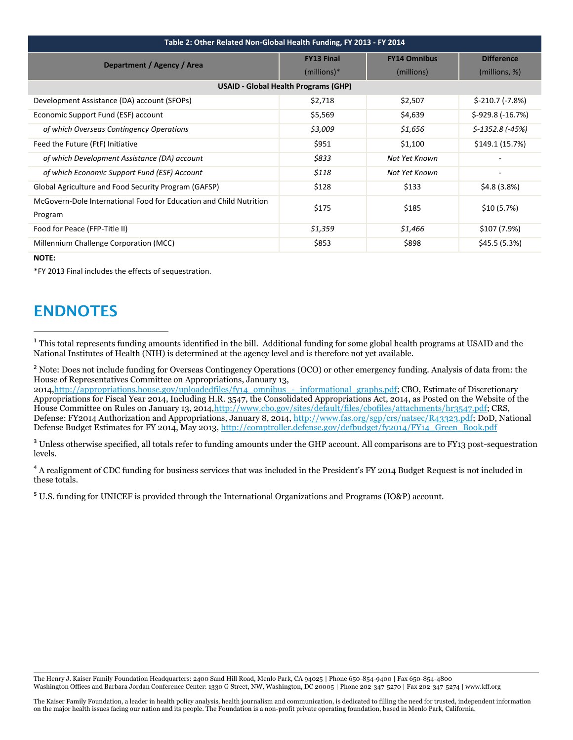| Table 2: Other Related Non-Global Health Funding, FY 2013 - FY 2014 | | | |
|---|---|---|---|
| **Department / Agency / Area** | **FY13 Final** (millions)* | **FY14 Omnibus** (millions) | **Difference** (millions, %) |
| **USAID - Global Health Programs (GHP)** | | | |
| Development Assistance (DA) account (SFOPs) | $2,718 | $2,507 | $-210.7 (-7.8%) |
| Economic Support Fund (ESF) account | $5,569 | $4,639 | $-929.8 (-16.7%) |
| *of which Overseas Contingency Operations* | *$3,009* | *$1,656* | *$-1352.8 (-45%)* |
| Feed the Future (FtF) Initiative | $951 | $1,100 | $149.1 (15.7%) |
| *of which Development Assistance (DA) account* | *$833* | *Not Yet Known* | - |
| *of which Economic Support Fund (ESF) Account* | *$118* | *Not Yet Known* | - |
| Global Agriculture and Food Security Program (GAFSP) | $128 | $133 | $4.8 (3.8%) |
| McGovern-Dole International Food for Education and Child Nutrition Program | $175 | $185 | $10 (5.7%) |
| Food for Peace (FFP-Title II) | *$1,359* | *$1,466* | $107 (7.9%) |
| Millennium Challenge Corporation (MCC) | $853 | $898 | $45.5 (5.3%) |

**NOTE:**

*FY 2013 Final includes the effects of sequestration.

# ENDNOTES

[1] This total represents funding amounts identified in the bill. Additional funding for some global health programs at USAID and the National Institutes of Health (NIH) is determined at the agency level and is therefore not yet available.

[2] Note: Does not include funding for Overseas Contingency Operations (OCO) or other emergency funding. Analysis of data from: the House of Representatives Committee on Appropriations, January 13, 2014,http://appropriations.house.gov/uploadedfiles/fy14_omnibus_-_informational_graphs.pdf; CBO, Estimate of Discretionary Appropriations for Fiscal Year 2014, Including H.R. 3547, the Consolidated Appropriations Act, 2014, as Posted on the Website of the House Committee on Rules on January 13, 2014,http://www.cbo.gov/sites/default/files/cbofiles/attachments/hr3547.pdf; CRS, Defense: FY2014 Authorization and Appropriations, January 8, 2014, http://www.fas.org/sgp/crs/natsec/R43323.pdf; DoD, National Defense Budget Estimates for FY 2014, May 2013, http://comptroller.defense.gov/defbudget/fy2014/FY14_Green_Book.pdf

[3] Unless otherwise specified, all totals refer to funding amounts under the GHP account. All comparisons are to FY13 post-sequestration levels.

[4] A realignment of CDC funding for business services that was included in the President's FY 2014 Budget Request is not included in these totals.

[5] U.S. funding for UNICEF is provided through the International Organizations and Programs (IO&P) account.

The Henry J. Kaiser Family Foundation Headquarters: 2400 Sand Hill Road, Menlo Park, CA 94025 | Phone 650-854-9400 | Fax 650-854-4800
Washington Offices and Barbara Jordan Conference Center: 1330 G Street, NW, Washington, DC 20005 | Phone 202-347-5270 | Fax 202-347-5274 | www.kff.org

The Kaiser Family Foundation, a leader in health policy analysis, health journalism and communication, is dedicated to filling the need for trusted, independent information on the major health issues facing our nation and its people. The Foundation is a non-profit private operating foundation, based in Menlo Park, California.